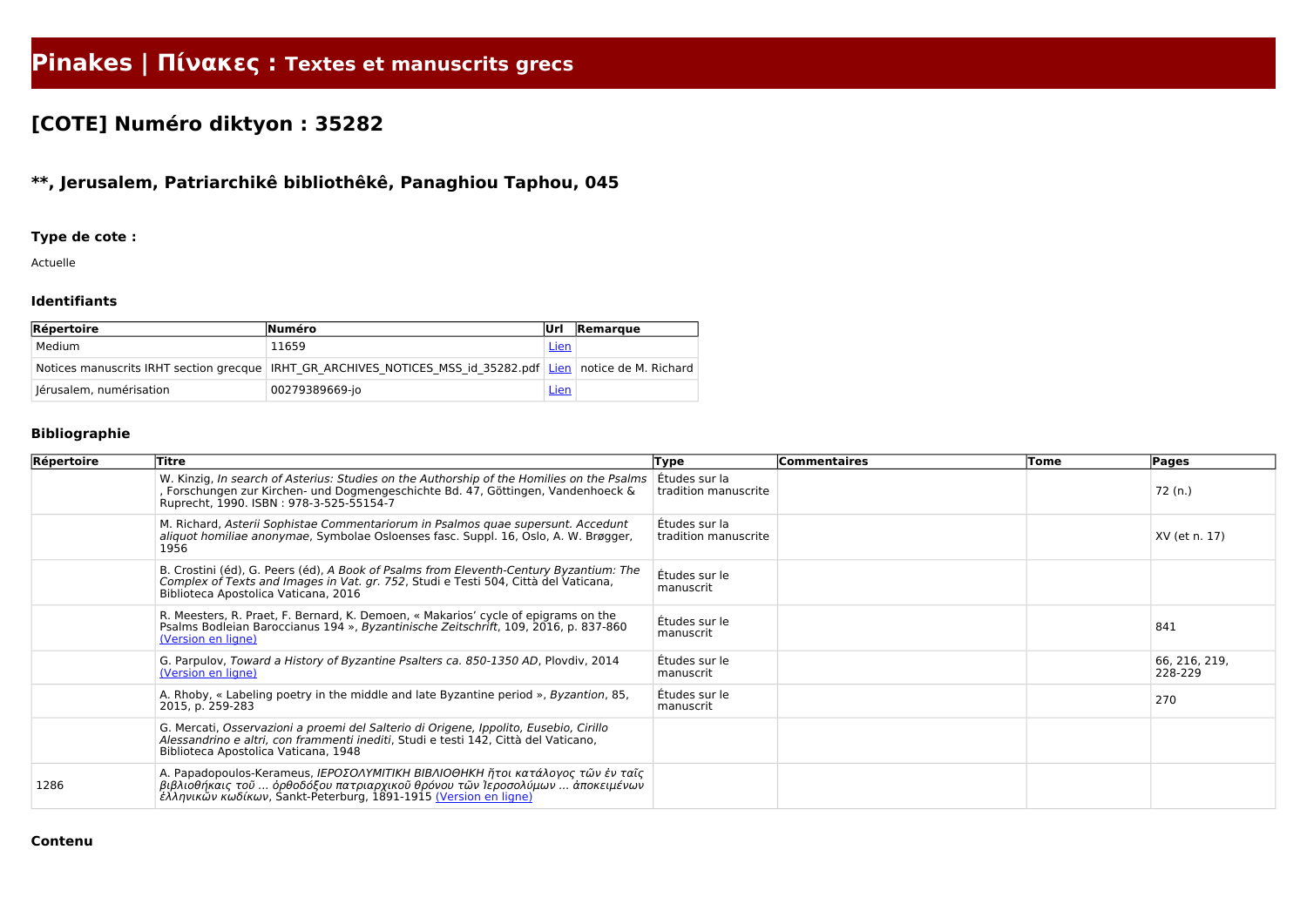# Pinakes | Πίνακες : Textes et manuscrits grecs

## [COTE] Numéro diktyon : 35282

### **, Jerusalem, Patriarchikê bibliothêkê, Panaghiou Taphou, 045

#### Type de cote :

Actuelle

#### Identifiants

| Répertoire | Numéro | Url | Remarque |
|---|---|---|---|
| Medium | 11659 | Lien | |
| Notices manuscrits IRHT section grecque | IRHT_GR_ARCHIVES_NOTICES_MSS_id_35282.pdf | Lien | notice de M. Richard |
| Jérusalem, numérisation | 00279389669-jo | Lien | |

#### Bibliographie

| Répertoire | Titre | Type | Commentaires | Tome | Pages |
|---|---|---|---|---|---|
| | W. Kinzig, *In search of Asterius: Studies on the Authorship of the Homilies on the Psalms* , Forschungen zur Kirchen- und Dogmengeschichte Bd. 47, Göttingen, Vandenhoeck & Ruprecht, 1990. ISBN : 978-3-525-55154-7 | Études sur la tradition manuscrite | | | 72 (n.) |
| | M. Richard, *Asterii Sophistae Commentariorum in Psalmos quae supersunt. Accedunt aliquot homiliae anonymae*, Symbolae Osloenses fasc. Suppl. 16, Oslo, A. W. Brøgger, 1956 | Études sur la tradition manuscrite | | | XV (et n. 17) |
| | B. Crostini (éd), G. Peers (éd), *A Book of Psalms from Eleventh-Century Byzantium: The Complex of Texts and Images in Vat. gr. 752*, Studi e Testi 504, Città del Vaticana, Biblioteca Apostolica Vaticana, 2016 | Études sur le manuscrit | | | |
| | R. Meesters, R. Praet, F. Bernard, K. Demoen, « Makarios' cycle of epigrams on the Psalms Bodleian Baroccianus 194 », *Byzantinische Zeitschrift*, 109, 2016, p. 837-860 (Version en ligne) | Études sur le manuscrit | | | 841 |
| | G. Parpulov, *Toward a History of Byzantine Psalters ca. 850-1350 AD*, Plovdiv, 2014 (Version en ligne) | Études sur le manuscrit | | | 66, 216, 219, 228-229 |
| | A. Rhoby, « Labeling poetry in the middle and late Byzantine period », *Byzantion*, 85, 2015, p. 259-283 | Études sur le manuscrit | | | 270 |
| | G. Mercati, *Osservazioni a proemi del Salterio di Origene, Ippolito, Eusebio, Cirillo Alessandrino e altri, con frammenti inediti*, Studi e testi 142, Città del Vaticano, Biblioteca Apostolica Vaticana, 1948 | | | | |
| 1286 | A. Papadopoulos-Kerameus, *ΙΕΡΟΣΟΛΥΜΙΤΙΚΗ ΒΙΒΛΙΟΘΗΚΗ ἤτοι κατάλογος τῶν ἐν ταῖς βιβλιοθήκαις τοῦ ... ὀρθοδόξου πατριαρχικοῦ θρόνου τῶν Ἱεροσολύμων ... ἀποκειμένων ἑλληνικῶν κωδίκων*, Sankt-Peterburg, 1891-1915 (Version en ligne) | | | | |

#### Contenu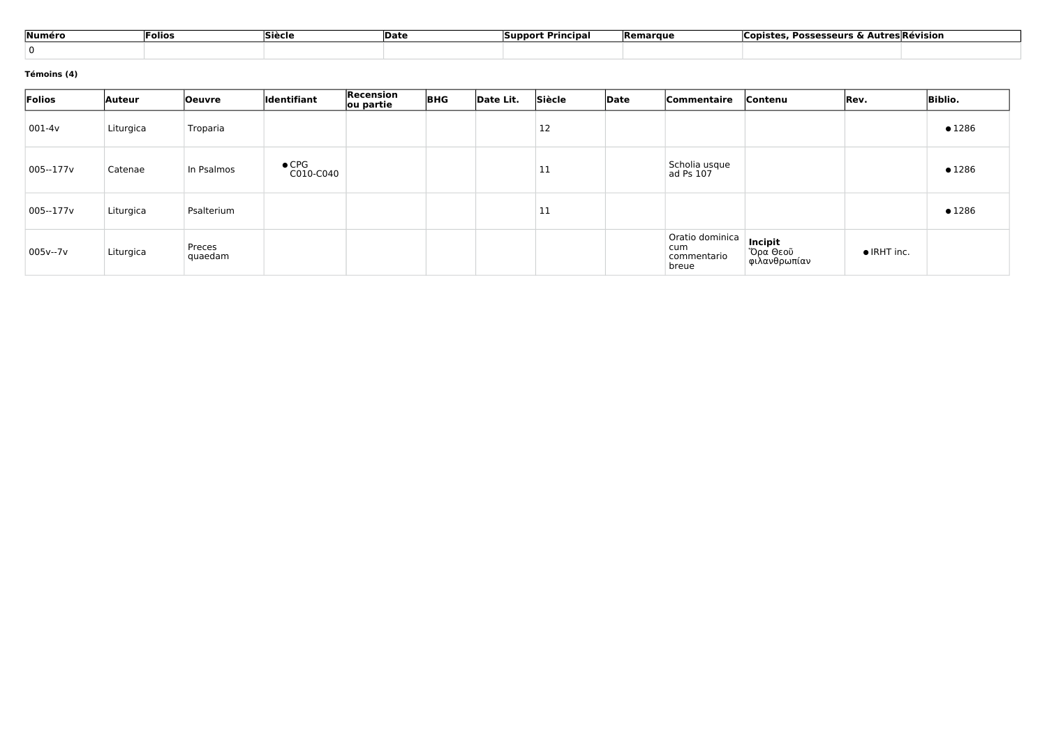| Numéro | Folios | Siècle | Date | Support Principal | Remarque | Copistes, Possesseurs & Autres | Révision |
|---|---|---|---|---|---|---|---|
| 0 | | | | | | | |

**Témoins (4)**

| Folios | Auteur | Oeuvre | Identifiant | Recension ou partie | BHG | Date Lit. | Siècle | Date | Commentaire | Contenu | Rev. | Biblio. |
|---|---|---|---|---|---|---|---|---|---|---|---|---|
| 001-4v | Liturgica | Troparia | | | | | 12 | | | | | • 1286 |
| 005--177v | Catenae | In Psalmos | • CPG C010-C040 | | | | 11 | | Scholia usque ad Ps 107 | | | • 1286 |
| 005--177v | Liturgica | Psalterium | | | | | 11 | | | | | • 1286 |
| 005v--7v | Liturgica | Preces quaedam | | | | | | | Oratio dominica cum commentario breue | **Incipit** Ὅρα Θεοῦ φιλανθρωπίαν | • IRHT inc. | |